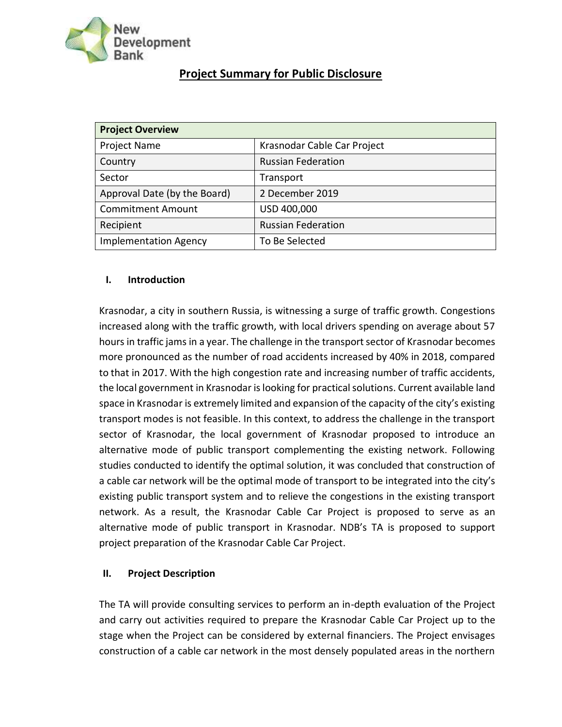# Project Summary for Public Disclosure

| Project Overview | |
|---|---|
| Project Name | Krasnodar Cable Car Project |
| Country | Russian Federation |
| Sector | Transport |
| Approval Date (by the Board) | 2 December 2019 |
| Commitment Amount | USD 400,000 |
| Recipient | Russian Federation |
| Implementation Agency | To Be Selected |

## I. Introduction

Krasnodar, a city in southern Russia, is witnessing a surge of traffic growth. Congestions increased along with the traffic growth, with local drivers spending on average about 57 hours in traffic jams in a year. The challenge in the transport sector of Krasnodar becomes more pronounced as the number of road accidents increased by 40% in 2018, compared to that in 2017. With the high congestion rate and increasing number of traffic accidents, the local government in Krasnodar is looking for practical solutions. Current available land space in Krasnodar is extremely limited and expansion of the capacity of the city's existing transport modes is not feasible. In this context, to address the challenge in the transport sector of Krasnodar, the local government of Krasnodar proposed to introduce an alternative mode of public transport complementing the existing network. Following studies conducted to identify the optimal solution, it was concluded that construction of a cable car network will be the optimal mode of transport to be integrated into the city's existing public transport system and to relieve the congestions in the existing transport network. As a result, the Krasnodar Cable Car Project is proposed to serve as an alternative mode of public transport in Krasnodar. NDB's TA is proposed to support project preparation of the Krasnodar Cable Car Project.

## II. Project Description

The TA will provide consulting services to perform an in-depth evaluation of the Project and carry out activities required to prepare the Krasnodar Cable Car Project up to the stage when the Project can be considered by external financiers. The Project envisages construction of a cable car network in the most densely populated areas in the northern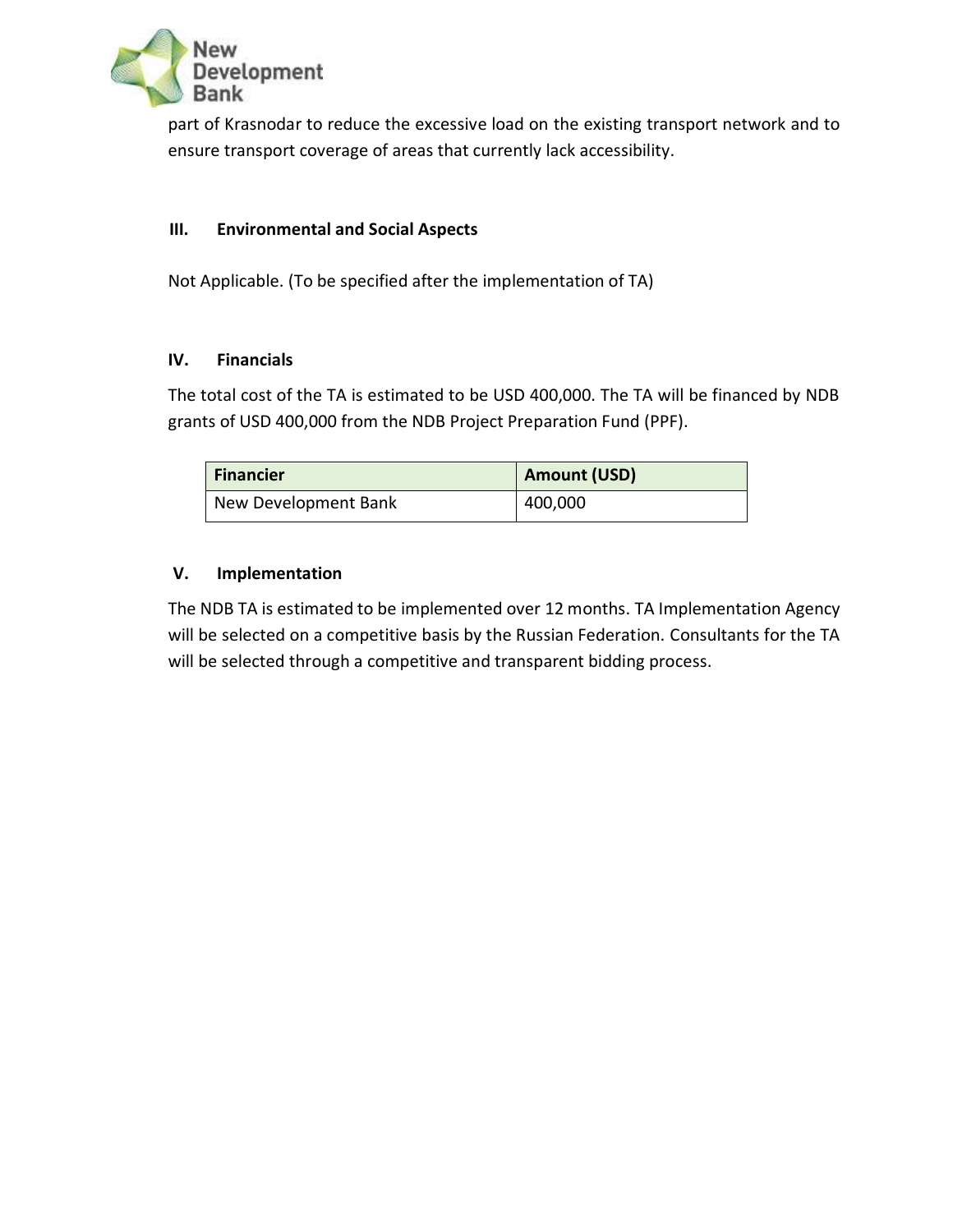part of Krasnodar to reduce the excessive load on the existing transport network and to ensure transport coverage of areas that currently lack accessibility.

## III. Environmental and Social Aspects

Not Applicable. (To be specified after the implementation of TA)

## IV. Financials

The total cost of the TA is estimated to be USD 400,000. The TA will be financed by NDB grants of USD 400,000 from the NDB Project Preparation Fund (PPF).

| Financier | Amount (USD) |
|---|---|
| New Development Bank | 400,000 |

## V. Implementation

The NDB TA is estimated to be implemented over 12 months. TA Implementation Agency will be selected on a competitive basis by the Russian Federation. Consultants for the TA will be selected through a competitive and transparent bidding process.